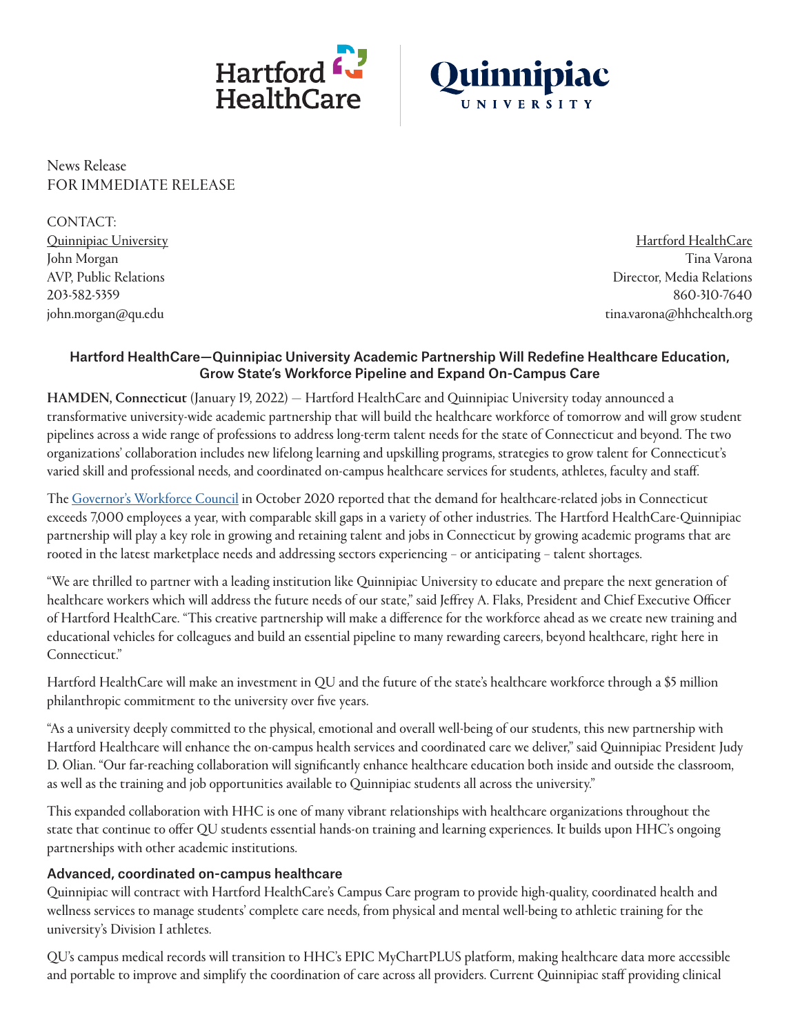News Release
FOR IMMEDIATE RELEASE

CONTACT:

Quinnipiac University
John Morgan
AVP, Public Relations
203-582-5359
john.morgan@qu.edu

Hartford HealthCare
Tina Varona
Director, Media Relations
860-310-7640
tina.varona@hhchealth.org

## Hartford HealthCare—Quinnipiac University Academic Partnership Will Redefine Healthcare Education, Grow State's Workforce Pipeline and Expand On-Campus Care

**HAMDEN, Connecticut** (January 19, 2022) — Hartford HealthCare and Quinnipiac University today announced a transformative university-wide academic partnership that will build the healthcare workforce of tomorrow and will grow student pipelines across a wide range of professions to address long-term talent needs for the state of Connecticut and beyond. The two organizations' collaboration includes new lifelong learning and upskilling programs, strategies to grow talent for Connecticut's varied skill and professional needs, and coordinated on-campus healthcare services for students, athletes, faculty and staff.

The Governor's Workforce Council in October 2020 reported that the demand for healthcare-related jobs in Connecticut exceeds 7,000 employees a year, with comparable skill gaps in a variety of other industries. The Hartford HealthCare-Quinnipiac partnership will play a key role in growing and retaining talent and jobs in Connecticut by growing academic programs that are rooted in the latest marketplace needs and addressing sectors experiencing – or anticipating – talent shortages.

"We are thrilled to partner with a leading institution like Quinnipiac University to educate and prepare the next generation of healthcare workers which will address the future needs of our state," said Jeffrey A. Flaks, President and Chief Executive Officer of Hartford HealthCare. "This creative partnership will make a difference for the workforce ahead as we create new training and educational vehicles for colleagues and build an essential pipeline to many rewarding careers, beyond healthcare, right here in Connecticut."

Hartford HealthCare will make an investment in QU and the future of the state's healthcare workforce through a $5 million philanthropic commitment to the university over five years.

"As a university deeply committed to the physical, emotional and overall well-being of our students, this new partnership with Hartford Healthcare will enhance the on-campus health services and coordinated care we deliver," said Quinnipiac President Judy D. Olian. "Our far-reaching collaboration will significantly enhance healthcare education both inside and outside the classroom, as well as the training and job opportunities available to Quinnipiac students all across the university."

This expanded collaboration with HHC is one of many vibrant relationships with healthcare organizations throughout the state that continue to offer QU students essential hands-on training and learning experiences. It builds upon HHC's ongoing partnerships with other academic institutions.

### Advanced, coordinated on-campus healthcare

Quinnipiac will contract with Hartford HealthCare's Campus Care program to provide high-quality, coordinated health and wellness services to manage students' complete care needs, from physical and mental well-being to athletic training for the university's Division I athletes.

QU's campus medical records will transition to HHC's EPIC MyChartPLUS platform, making healthcare data more accessible and portable to improve and simplify the coordination of care across all providers. Current Quinnipiac staff providing clinical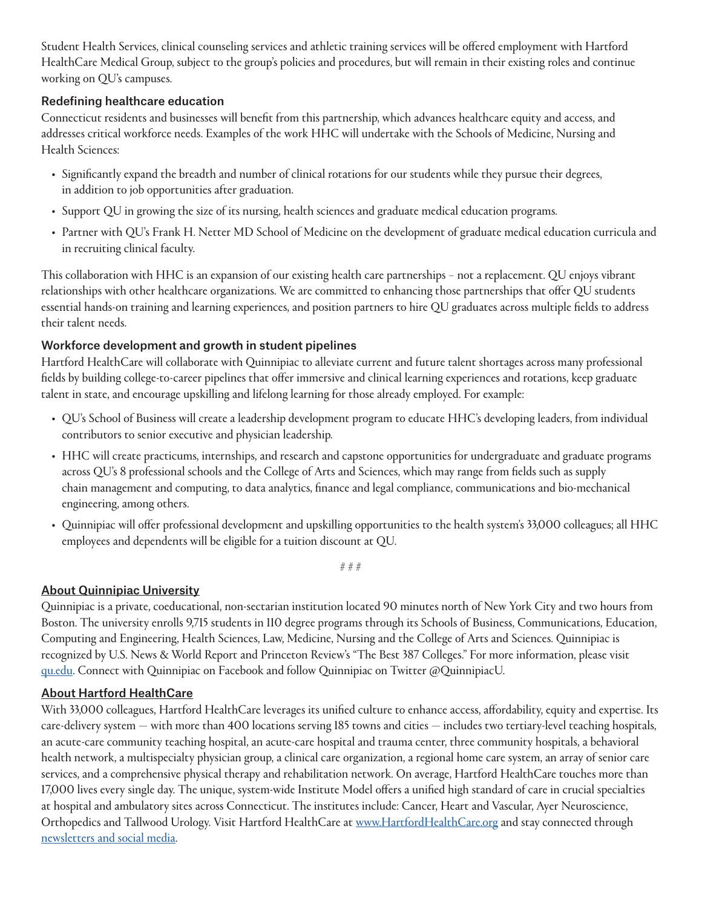Student Health Services, clinical counseling services and athletic training services will be offered employment with Hartford HealthCare Medical Group, subject to the group's policies and procedures, but will remain in their existing roles and continue working on QU's campuses.

### Redefining healthcare education

Connecticut residents and businesses will benefit from this partnership, which advances healthcare equity and access, and addresses critical workforce needs. Examples of the work HHC will undertake with the Schools of Medicine, Nursing and Health Sciences:

- Significantly expand the breadth and number of clinical rotations for our students while they pursue their degrees, in addition to job opportunities after graduation.
- Support QU in growing the size of its nursing, health sciences and graduate medical education programs.
- Partner with QU's Frank H. Netter MD School of Medicine on the development of graduate medical education curricula and in recruiting clinical faculty.

This collaboration with HHC is an expansion of our existing health care partnerships – not a replacement. QU enjoys vibrant relationships with other healthcare organizations. We are committed to enhancing those partnerships that offer QU students essential hands-on training and learning experiences, and position partners to hire QU graduates across multiple fields to address their talent needs.

### Workforce development and growth in student pipelines

Hartford HealthCare will collaborate with Quinnipiac to alleviate current and future talent shortages across many professional fields by building college-to-career pipelines that offer immersive and clinical learning experiences and rotations, keep graduate talent in state, and encourage upskilling and lifelong learning for those already employed. For example:

- QU's School of Business will create a leadership development program to educate HHC's developing leaders, from individual contributors to senior executive and physician leadership.
- HHC will create practicums, internships, and research and capstone opportunities for undergraduate and graduate programs across QU's 8 professional schools and the College of Arts and Sciences, which may range from fields such as supply chain management and computing, to data analytics, finance and legal compliance, communications and bio-mechanical engineering, among others.
- Quinnipiac will offer professional development and upskilling opportunities to the health system's 33,000 colleagues; all HHC employees and dependents will be eligible for a tuition discount at QU.

# # #

### About Quinnipiac University

Quinnipiac is a private, coeducational, non-sectarian institution located 90 minutes north of New York City and two hours from Boston. The university enrolls 9,715 students in 110 degree programs through its Schools of Business, Communications, Education, Computing and Engineering, Health Sciences, Law, Medicine, Nursing and the College of Arts and Sciences. Quinnipiac is recognized by U.S. News & World Report and Princeton Review's "The Best 387 Colleges." For more information, please visit qu.edu. Connect with Quinnipiac on Facebook and follow Quinnipiac on Twitter @QuinnipiacU.

### About Hartford HealthCare

With 33,000 colleagues, Hartford HealthCare leverages its unified culture to enhance access, affordability, equity and expertise. Its care-delivery system — with more than 400 locations serving 185 towns and cities — includes two tertiary-level teaching hospitals, an acute-care community teaching hospital, an acute-care hospital and trauma center, three community hospitals, a behavioral health network, a multispecialty physician group, a clinical care organization, a regional home care system, an array of senior care services, and a comprehensive physical therapy and rehabilitation network. On average, Hartford HealthCare touches more than 17,000 lives every single day. The unique, system-wide Institute Model offers a unified high standard of care in crucial specialties at hospital and ambulatory sites across Connecticut. The institutes include: Cancer, Heart and Vascular, Ayer Neuroscience, Orthopedics and Tallwood Urology. Visit Hartford HealthCare at www.HartfordHealthCare.org and stay connected through newsletters and social media.